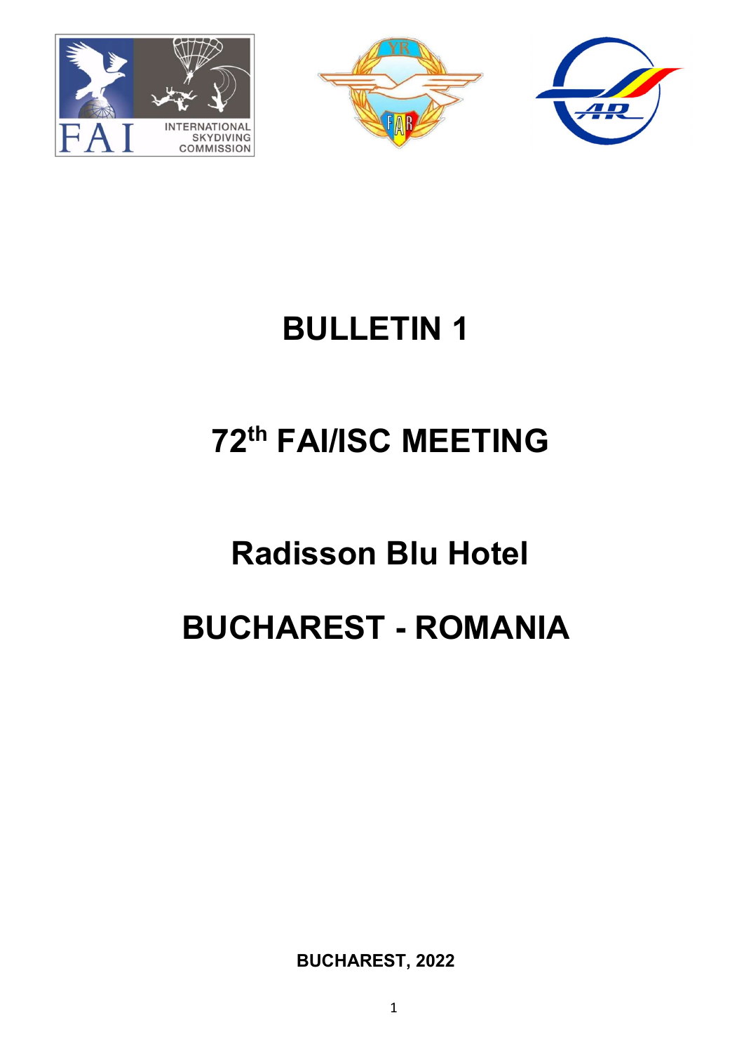# BULLETIN 1

# 72th FAI/ISC MEETING

# Radisson Blu Hotel

# BUCHAREST - ROMANIA

**BUCHAREST, 2022**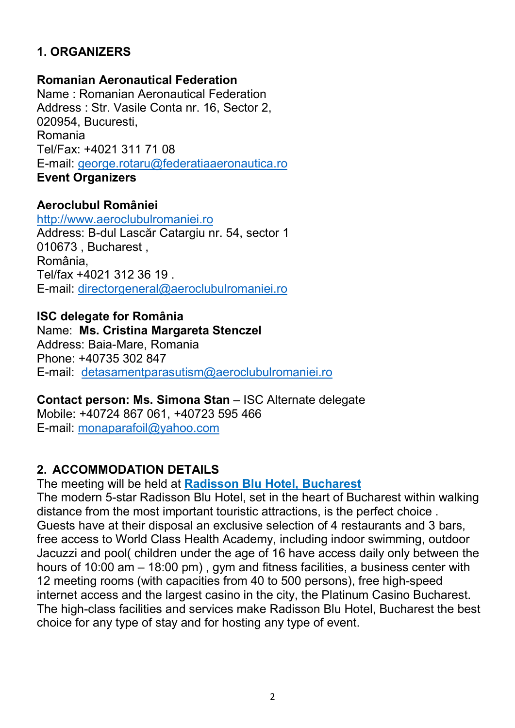## 1. ORGANIZERS

**Romanian Aeronautical Federation**
Name : Romanian Aeronautical Federation
Address : Str. Vasile Conta nr. 16, Sector 2,
020954, Bucuresti,
Romania
Tel/Fax: +4021 311 71 08
E-mail: george.rotaru@federatiaaeronautica.ro
**Event Organizers**

**Aeroclubul României**
http://www.aeroclubulromaniei.ro
Address: B-dul Lascăr Catargiu nr. 54, sector 1
010673 , Bucharest ,
România,
Tel/fax +4021 312 36 19 .
E-mail: directorgeneral@aeroclubulromaniei.ro

**ISC delegate for România**
Name: **Ms. Cristina Margareta Stenczel**
Address: Baia-Mare, Romania
Phone: +40735 302 847
E-mail: detasamentparasutism@aeroclubulromaniei.ro

**Contact person: Ms. Simona Stan** – ISC Alternate delegate
Mobile: +40724 867 061, +40723 595 466
E-mail: monaparafoil@yahoo.com

## 2. ACCOMMODATION DETAILS

The meeting will be held at **Radisson Blu Hotel, Bucharest**
The modern 5-star Radisson Blu Hotel, set in the heart of Bucharest within walking distance from the most important touristic attractions, is the perfect choice . Guests have at their disposal an exclusive selection of 4 restaurants and 3 bars, free access to World Class Health Academy, including indoor swimming, outdoor Jacuzzi and pool( children under the age of 16 have access daily only between the hours of 10:00 am – 18:00 pm) , gym and fitness facilities, a business center with 12 meeting rooms (with capacities from 40 to 500 persons), free high-speed internet access and the largest casino in the city, the Platinum Casino Bucharest. The high-class facilities and services make Radisson Blu Hotel, Bucharest the best choice for any type of stay and for hosting any type of event.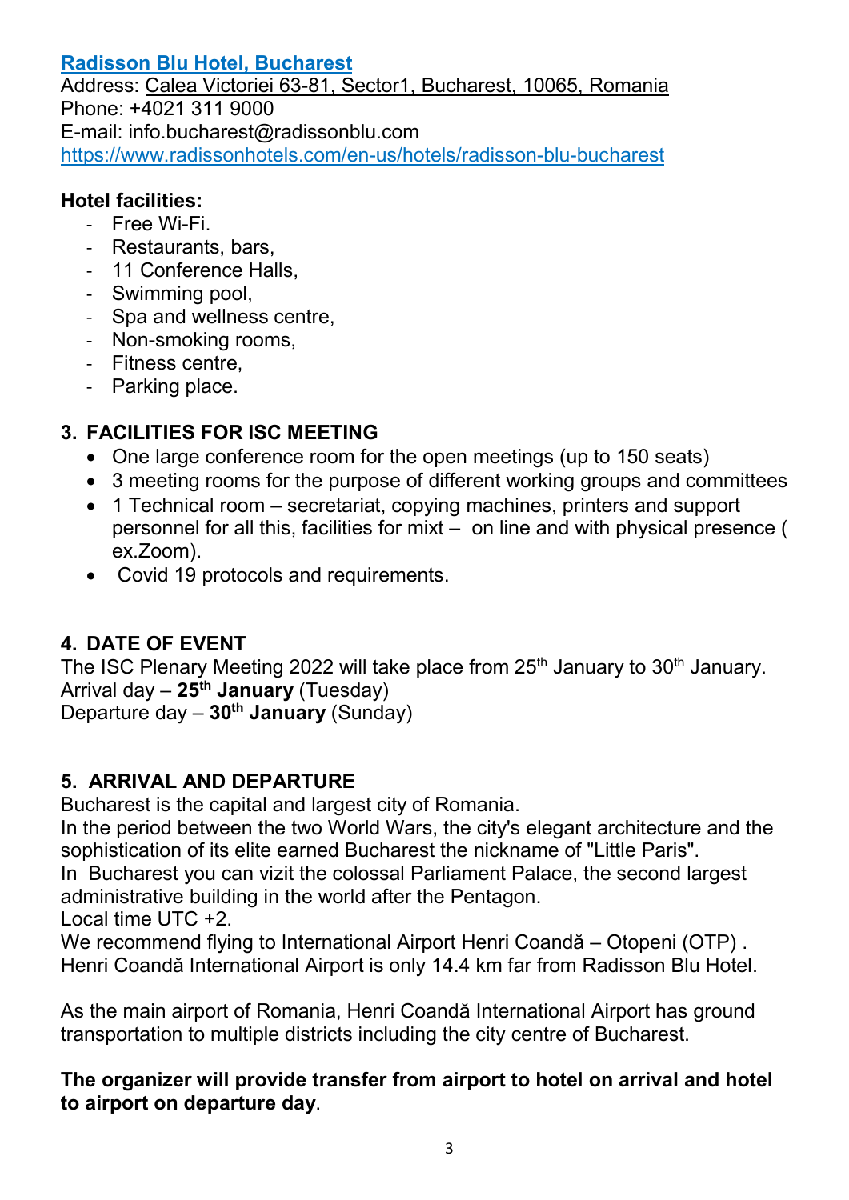[Radisson Blu Hotel, Bucharest](https://www.radissonhotels.com/en-us/hotels/radisson-blu-bucharest)

Address: Calea Victoriei 63-81, Sector1, Bucharest, 10065, Romania
Phone: +4021 311 9000
E-mail: info.bucharest@radissonblu.com
https://www.radissonhotels.com/en-us/hotels/radisson-blu-bucharest

**Hotel facilities:**

- Free Wi-Fi.
- Restaurants, bars,
- 11 Conference Halls,
- Swimming pool,
- Spa and wellness centre,
- Non-smoking rooms,
- Fitness centre,
- Parking place.

## 3. FACILITIES FOR ISC MEETING

- One large conference room for the open meetings (up to 150 seats)
- 3 meeting rooms for the purpose of different working groups and committees
- 1 Technical room – secretariat, copying machines, printers and support personnel for all this, facilities for mixt – on line and with physical presence ( ex.Zoom).
- Covid 19 protocols and requirements.

## 4. DATE OF EVENT

The ISC Plenary Meeting 2022 will take place from 25th January to 30th January.
Arrival day – **25th January** (Tuesday)
Departure day – **30th January** (Sunday)

## 5. ARRIVAL AND DEPARTURE

Bucharest is the capital and largest city of Romania.
In the period between the two World Wars, the city's elegant architecture and the sophistication of its elite earned Bucharest the nickname of "Little Paris".
In Bucharest you can vizit the colossal Parliament Palace, the second largest administrative building in the world after the Pentagon.
Local time UTC +2.
We recommend flying to International Airport Henri Coandă – Otopeni (OTP) .
Henri Coandă International Airport is only 14.4 km far from Radisson Blu Hotel.

As the main airport of Romania, Henri Coandă International Airport has ground transportation to multiple districts including the city centre of Bucharest.

**The organizer will provide transfer from airport to hotel on arrival and hotel to airport on departure day**.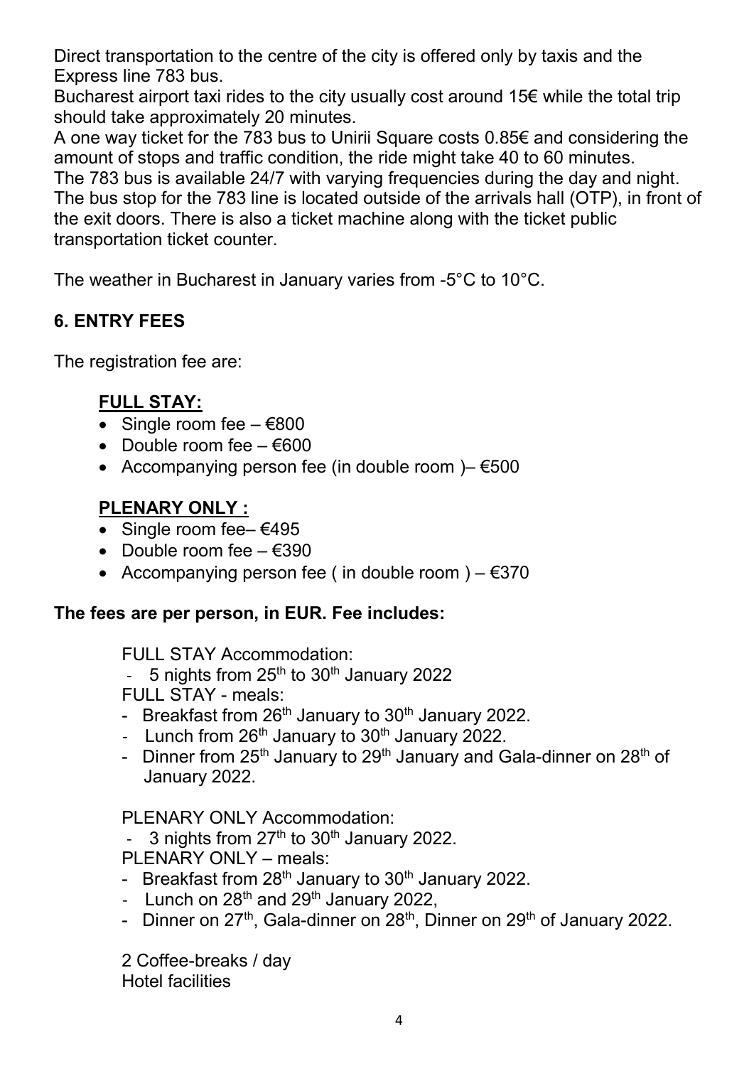Direct transportation to the centre of the city is offered only by taxis and the Express line 783 bus.
Bucharest airport taxi rides to the city usually cost around 15€ while the total trip should take approximately 20 minutes.
A one way ticket for the 783 bus to Unirii Square costs 0.85€ and considering the amount of stops and traffic condition, the ride might take 40 to 60 minutes.
The 783 bus is available 24/7 with varying frequencies during the day and night.
The bus stop for the 783 line is located outside of the arrivals hall (OTP), in front of the exit doors. There is also a ticket machine along with the ticket public transportation ticket counter.

The weather in Bucharest in January varies from -5°C to 10°C.

## 6. ENTRY FEES

The registration fee are:

**FULL STAY:**

- Single room fee – €800
- Double room fee – €600
- Accompanying person fee (in double room )– €500

**PLENARY ONLY :**

- Single room fee– €495
- Double room fee – €390
- Accompanying person fee ( in double room ) – €370

**The fees are per person, in EUR. Fee includes:**

FULL STAY Accommodation:

- 5 nights from 25th to 30th January 2022

FULL STAY - meals:

- Breakfast from 26th January to 30th January 2022.
- Lunch from 26th January to 30th January 2022.
- Dinner from 25th January to 29th January and Gala-dinner on 28th of January 2022.

PLENARY ONLY Accommodation:

- 3 nights from 27th to 30th January 2022.

PLENARY ONLY – meals:

- Breakfast from 28th January to 30th January 2022.
- Lunch on 28th and 29th January 2022,
- Dinner on 27th, Gala-dinner on 28th, Dinner on 29th of January 2022.

2 Coffee-breaks / day
Hotel facilities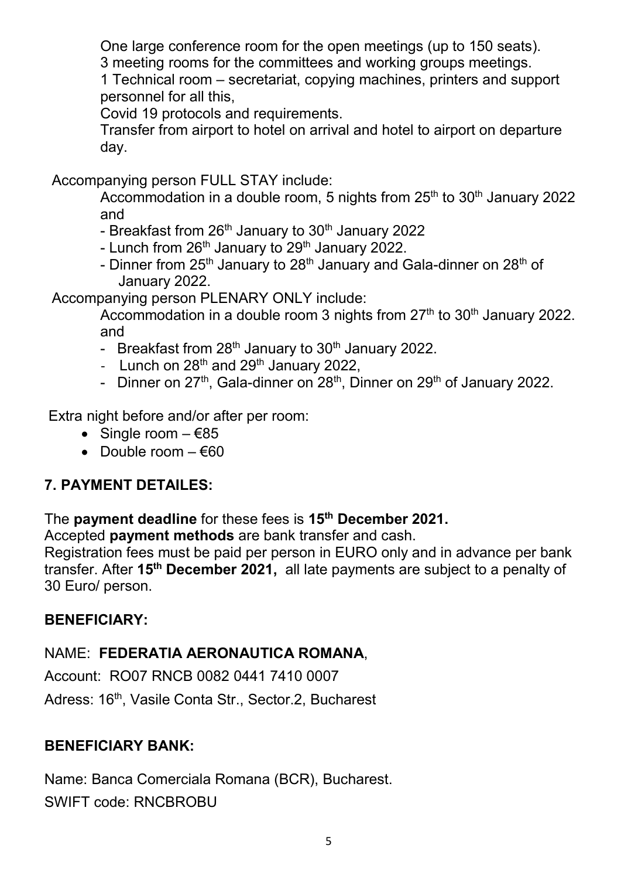One large conference room for the open meetings (up to 150 seats).
3 meeting rooms for the committees and working groups meetings.
1 Technical room – secretariat, copying machines, printers and support personnel for all this,
Covid 19 protocols and requirements.
Transfer from airport to hotel on arrival and hotel to airport on departure day.

Accompanying person FULL STAY include:

Accommodation in a double room, 5 nights from 25th to 30th January 2022 and

- Breakfast from 26th January to 30th January 2022
- Lunch from 26th January to 29th January 2022.
- Dinner from 25th January to 28th January and Gala-dinner on 28th of January 2022.

Accompanying person PLENARY ONLY include:

Accommodation in a double room 3 nights from 27th to 30th January 2022. and

- Breakfast from 28th January to 30th January 2022.
- Lunch on 28th and 29th January 2022,
- Dinner on 27th, Gala-dinner on 28th, Dinner on 29th of January 2022.

Extra night before and/or after per room:

- Single room – €85
- Double room – €60

## 7. PAYMENT DETAILES:

The **payment deadline** for these fees is **15th December 2021.**

Accepted **payment methods** are bank transfer and cash.

Registration fees must be paid per person in EURO only and in advance per bank transfer. After **15th December 2021,** all late payments are subject to a penalty of 30 Euro/ person.

**BENEFICIARY:**

NAME: **FEDERATIA AERONAUTICA ROMANA**,

Account: RO07 RNCB 0082 0441 7410 0007

Adress: 16th, Vasile Conta Str., Sector.2, Bucharest

**BENEFICIARY BANK:**

Name: Banca Comerciala Romana (BCR), Bucharest.

SWIFT code: RNCBROBU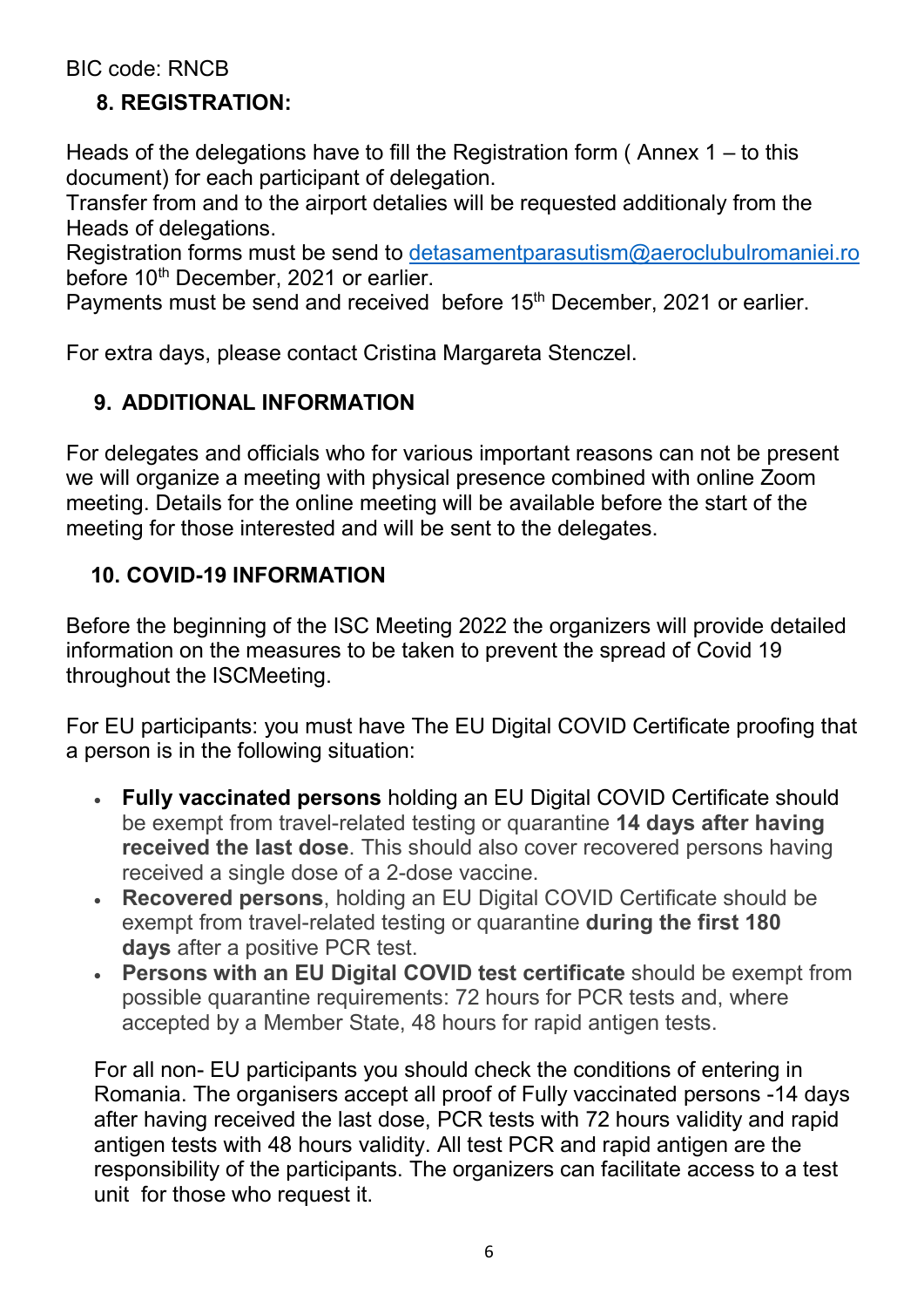BIC code: RNCB

## 8. REGISTRATION:

Heads of the delegations have to fill the Registration form ( Annex 1 – to this document) for each participant of delegation.
Transfer from and to the airport detalies will be requested additionaly from the Heads of delegations.
Registration forms must be send to detasamentparasutism@aeroclubulromaniei.ro before 10th December, 2021 or earlier.
Payments must be send and received before 15th December, 2021 or earlier.

For extra days, please contact Cristina Margareta Stenczel.

## 9. ADDITIONAL INFORMATION

For delegates and officials who for various important reasons can not be present we will organize a meeting with physical presence combined with online Zoom meeting. Details for the online meeting will be available before the start of the meeting for those interested and will be sent to the delegates.

## 10. COVID-19 INFORMATION

Before the beginning of the ISC Meeting 2022 the organizers will provide detailed information on the measures to be taken to prevent the spread of Covid 19 throughout the ISCMeeting.

For EU participants: you must have The EU Digital COVID Certificate proofing that a person is in the following situation:

- **Fully vaccinated persons** holding an EU Digital COVID Certificate should be exempt from travel-related testing or quarantine **14 days after having received the last dose**. This should also cover recovered persons having received a single dose of a 2-dose vaccine.
- **Recovered persons**, holding an EU Digital COVID Certificate should be exempt from travel-related testing or quarantine **during the first 180 days** after a positive PCR test.
- **Persons with an EU Digital COVID test certificate** should be exempt from possible quarantine requirements: 72 hours for PCR tests and, where accepted by a Member State, 48 hours for rapid antigen tests.

For all non- EU participants you should check the conditions of entering in Romania. The organisers accept all proof of Fully vaccinated persons -14 days after having received the last dose, PCR tests with 72 hours validity and rapid antigen tests with 48 hours validity. All test PCR and rapid antigen are the responsibility of the participants. The organizers can facilitate access to a test unit for those who request it.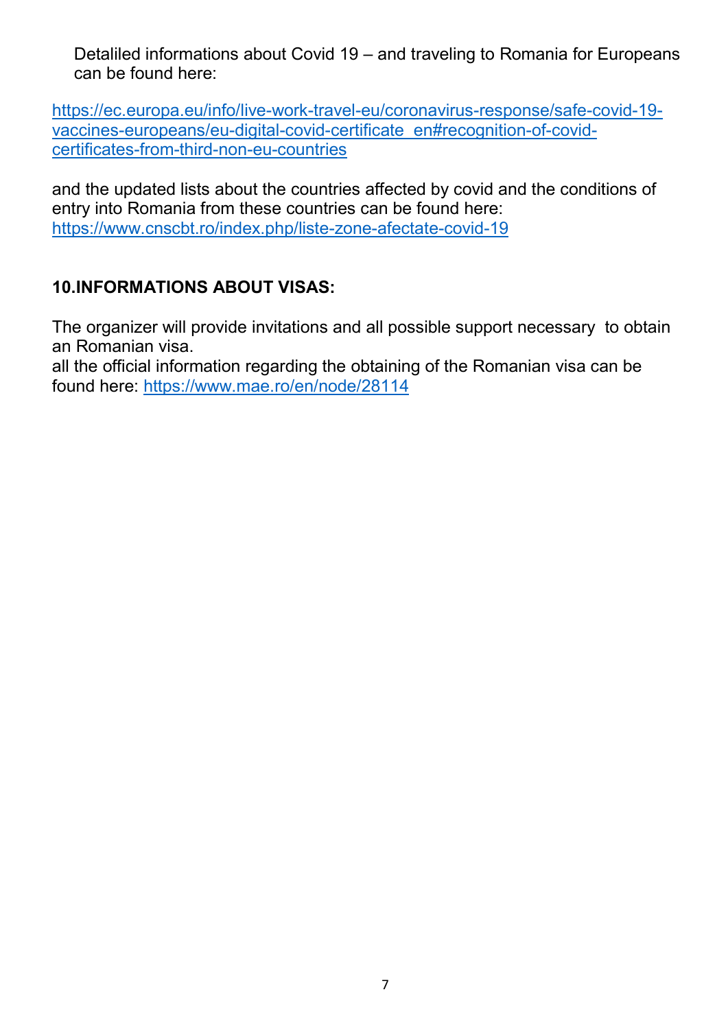Detalited informations about Covid 19 – and traveling to Romania for Europeans can be found here:

https://ec.europa.eu/info/live-work-travel-eu/coronavirus-response/safe-covid-19-vaccines-europeans/eu-digital-covid-certificate_en#recognition-of-covid-certificates-from-third-non-eu-countries

and the updated lists about the countries affected by covid and the conditions of entry into Romania from these countries can be found here: https://www.cnscbt.ro/index.php/liste-zone-afectate-covid-19

## 10.INFORMATIONS ABOUT VISAS:

The organizer will provide invitations and all possible support necessary to obtain an Romanian visa.
all the official information regarding the obtaining of the Romanian visa can be found here: https://www.mae.ro/en/node/28114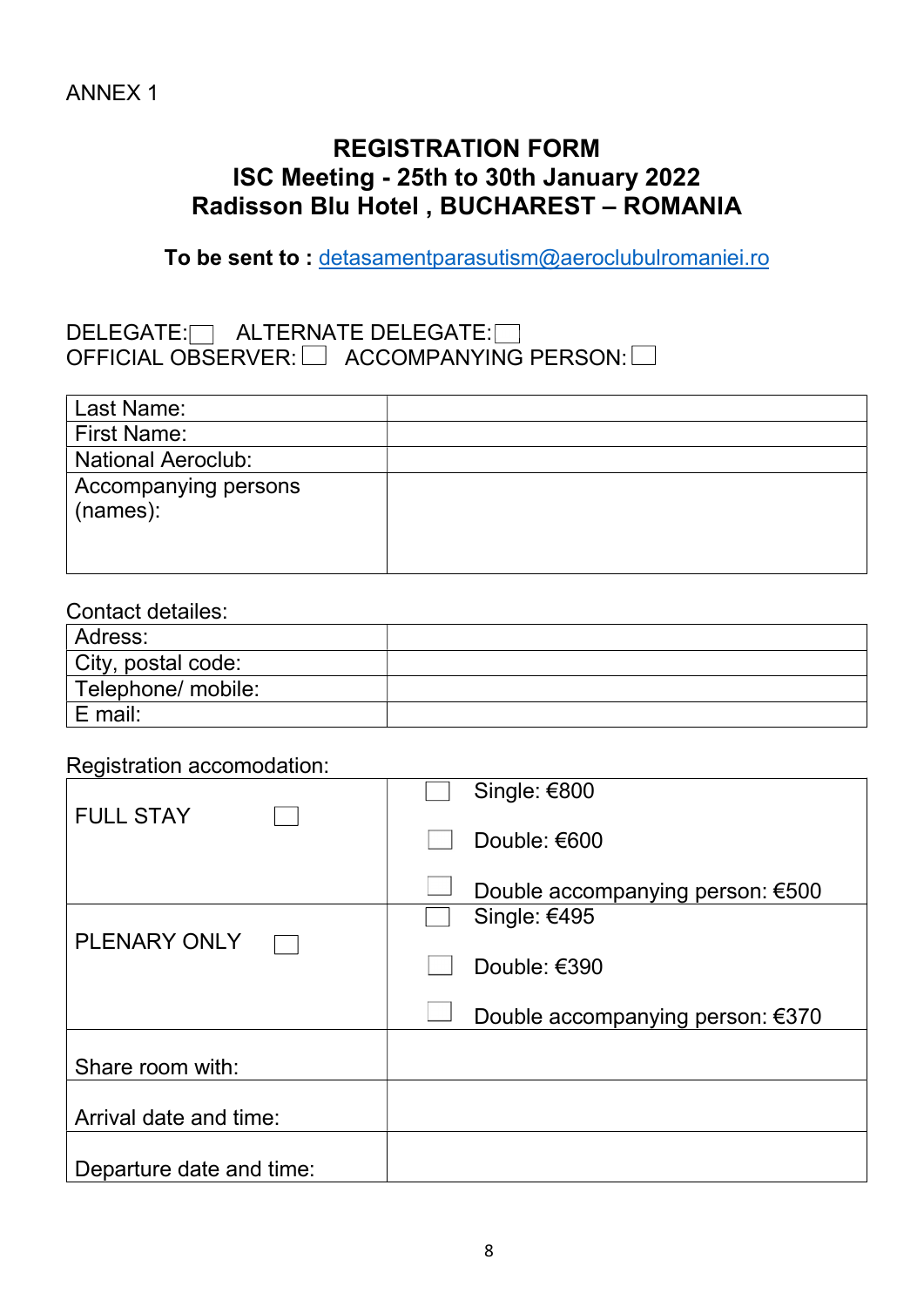ANNEX 1

# REGISTRATION FORM
# ISC Meeting - 25th to 30th January 2022
# Radisson Blu Hotel , BUCHAREST – ROMANIA

**To be sent to :** detasamentparasutism@aeroclubulromaniei.ro

DELEGATE: ☐ ALTERNATE DELEGATE: ☐
OFFICIAL OBSERVER: ☐ ACCOMPANYING PERSON: ☐

| | |
|---|---|
| Last Name: | |
| First Name: | |
| National Aeroclub: | |
| Accompanying persons (names): | |

Contact detailes:

| | |
|---|---|
| Adress: | |
| City, postal code: | |
| Telephone/ mobile: | |
| E mail: | |

Registration accomodation:

| | |
|---|---|
| FULL STAY ☐ | ☐ Single: €800<br>☐ Double: €600<br>☐ Double accompanying person: €500 |
| PLENARY ONLY ☐ | ☐ Single: €495<br>☐ Double: €390<br>☐ Double accompanying person: €370 |
| Share room with: | |
| Arrival date and time: | |
| Departure date and time: | |